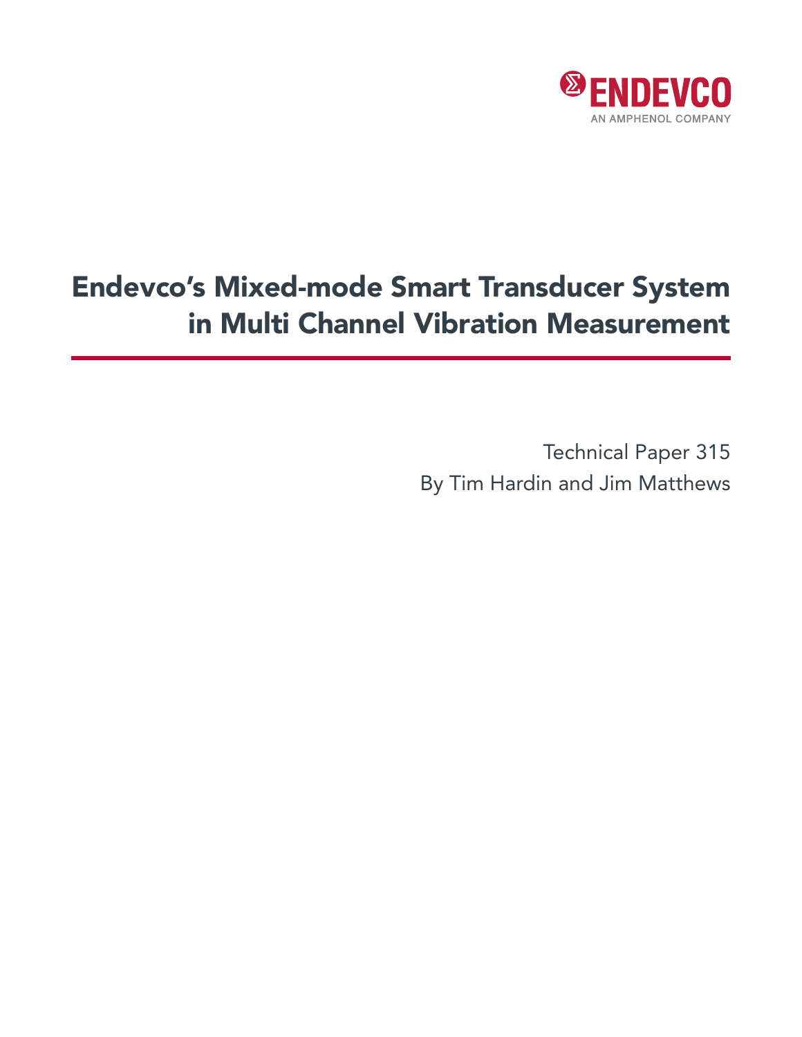ENDEVCO

AN AMPHENOL COMPANY

# Endevco's Mixed-mode Smart Transducer System in Multi Channel Vibration Measurement

Technical Paper 315

By Tim Hardin and Jim Matthews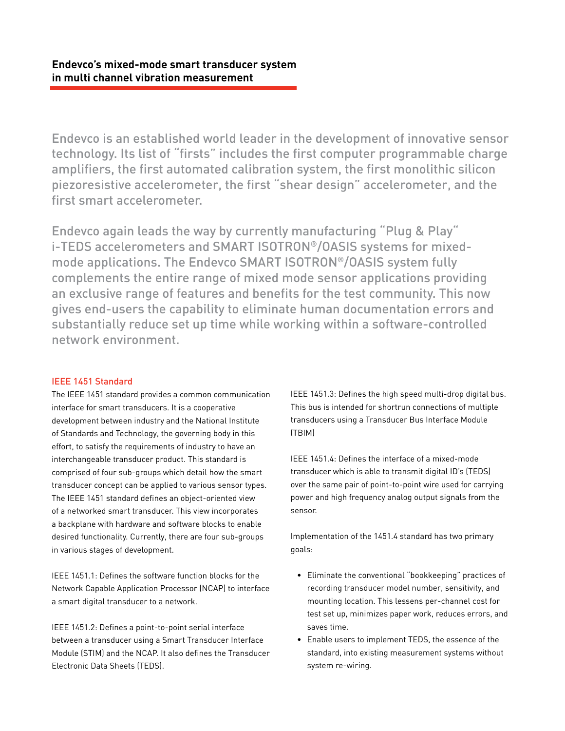## Endevco's mixed-mode smart transducer system in multi channel vibration measurement

Endevco is an established world leader in the development of innovative sensor technology. Its list of "firsts" includes the first computer programmable charge amplifiers, the first automated calibration system, the first monolithic silicon piezoresistive accelerometer, the first "shear design" accelerometer, and the first smart accelerometer.

Endevco again leads the way by currently manufacturing "Plug & Play" i-TEDS accelerometers and SMART ISOTRON®/OASIS systems for mixed-mode applications. The Endevco SMART ISOTRON®/OASIS system fully complements the entire range of mixed mode sensor applications providing an exclusive range of features and benefits for the test community. This now gives end-users the capability to eliminate human documentation errors and substantially reduce set up time while working within a software-controlled network environment.

### IEEE 1451 Standard

The IEEE 1451 standard provides a common communication interface for smart transducers. It is a cooperative development between industry and the National Institute of Standards and Technology, the governing body in this effort, to satisfy the requirements of industry to have an interchangeable transducer product. This standard is comprised of four sub-groups which detail how the smart transducer concept can be applied to various sensor types. The IEEE 1451 standard defines an object-oriented view of a networked smart transducer. This view incorporates a backplane with hardware and software blocks to enable desired functionality. Currently, there are four sub-groups in various stages of development.

IEEE 1451.1: Defines the software function blocks for the Network Capable Application Processor (NCAP) to interface a smart digital transducer to a network.

IEEE 1451.2: Defines a point-to-point serial interface between a transducer using a Smart Transducer Interface Module (STIM) and the NCAP. It also defines the Transducer Electronic Data Sheets (TEDS).

IEEE 1451.3: Defines the high speed multi-drop digital bus. This bus is intended for shortrun connections of multiple transducers using a Transducer Bus Interface Module (TBIM)

IEEE 1451.4: Defines the interface of a mixed-mode transducer which is able to transmit digital ID's (TEDS) over the same pair of point-to-point wire used for carrying power and high frequency analog output signals from the sensor.

Implementation of the 1451.4 standard has two primary goals:

- Eliminate the conventional "bookkeeping" practices of recording transducer model number, sensitivity, and mounting location. This lessens per-channel cost for test set up, minimizes paper work, reduces errors, and saves time.
- Enable users to implement TEDS, the essence of the standard, into existing measurement systems without system re-wiring.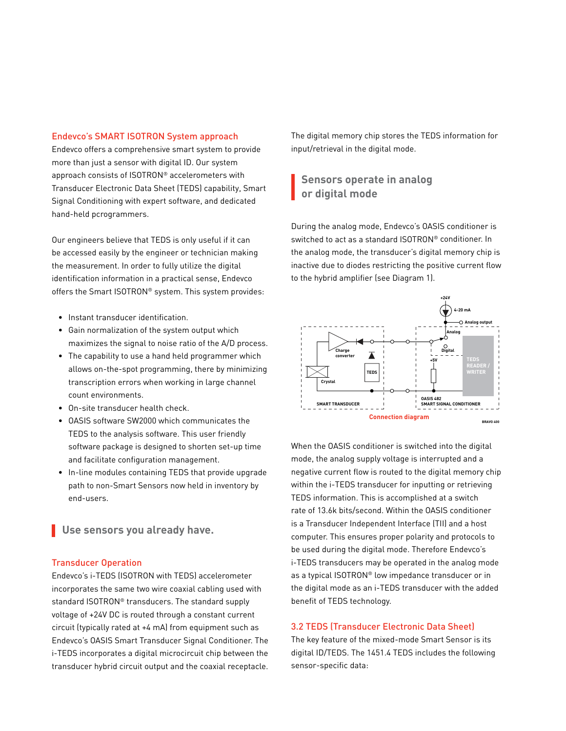## Endevco's SMART ISOTRON System approach

Endevco offers a comprehensive smart system to provide more than just a sensor with digital ID. Our system approach consists of ISOTRON® accelerometers with Transducer Electronic Data Sheet (TEDS) capability, Smart Signal Conditioning with expert software, and dedicated hand-held pcrogrammers.

Our engineers believe that TEDS is only useful if it can be accessed easily by the engineer or technician making the measurement. In order to fully utilize the digital identification information in a practical sense, Endevco offers the Smart ISOTRON® system. This system provides:

- Instant transducer identification.
- Gain normalization of the system output which maximizes the signal to noise ratio of the A/D process.
- The capability to use a hand held programmer which allows on-the-spot programming, there by minimizing transcription errors when working in large channel count environments.
- On-site transducer health check.
- OASIS software SW2000 which communicates the TEDS to the analysis software. This user friendly software package is designed to shorten set-up time and facilitate configuration management.
- In-line modules containing TEDS that provide upgrade path to non-Smart Sensors now held in inventory by end-users.

## Use sensors you already have.

### Transducer Operation

Endevco's i-TEDS (ISOTRON with TEDS) accelerometer incorporates the same two wire coaxial cabling used with standard ISOTRON® transducers. The standard supply voltage of +24V DC is routed through a constant current circuit (typically rated at +4 mA) from equipment such as Endevco's OASIS Smart Transducer Signal Conditioner. The i-TEDS incorporates a digital microcircuit chip between the transducer hybrid circuit output and the coaxial receptacle.

The digital memory chip stores the TEDS information for input/retrieval in the digital mode.

## Sensors operate in analog or digital mode

During the analog mode, Endevco's OASIS conditioner is switched to act as a standard ISOTRON® conditioner. In the analog mode, the transducer's digital memory chip is inactive due to diodes restricting the positive current flow to the hybrid amplifier (see Diagram 1).

Connection diagram

When the OASIS conditioner is switched into the digital mode, the analog supply voltage is interrupted and a negative current flow is routed to the digital memory chip within the i-TEDS transducer for inputting or retrieving TEDS information. This is accomplished at a switch rate of 13.6k bits/second. Within the OASIS conditioner is a Transducer Independent Interface (TII) and a host computer. This ensures proper polarity and protocols to be used during the digital mode. Therefore Endevco's i-TEDS transducers may be operated in the analog mode as a typical ISOTRON® low impedance transducer or in the digital mode as an i-TEDS transducer with the added benefit of TEDS technology.

### 3.2 TEDS (Transducer Electronic Data Sheet)

The key feature of the mixed-mode Smart Sensor is its digital ID/TEDS. The 1451.4 TEDS includes the following sensor-specific data: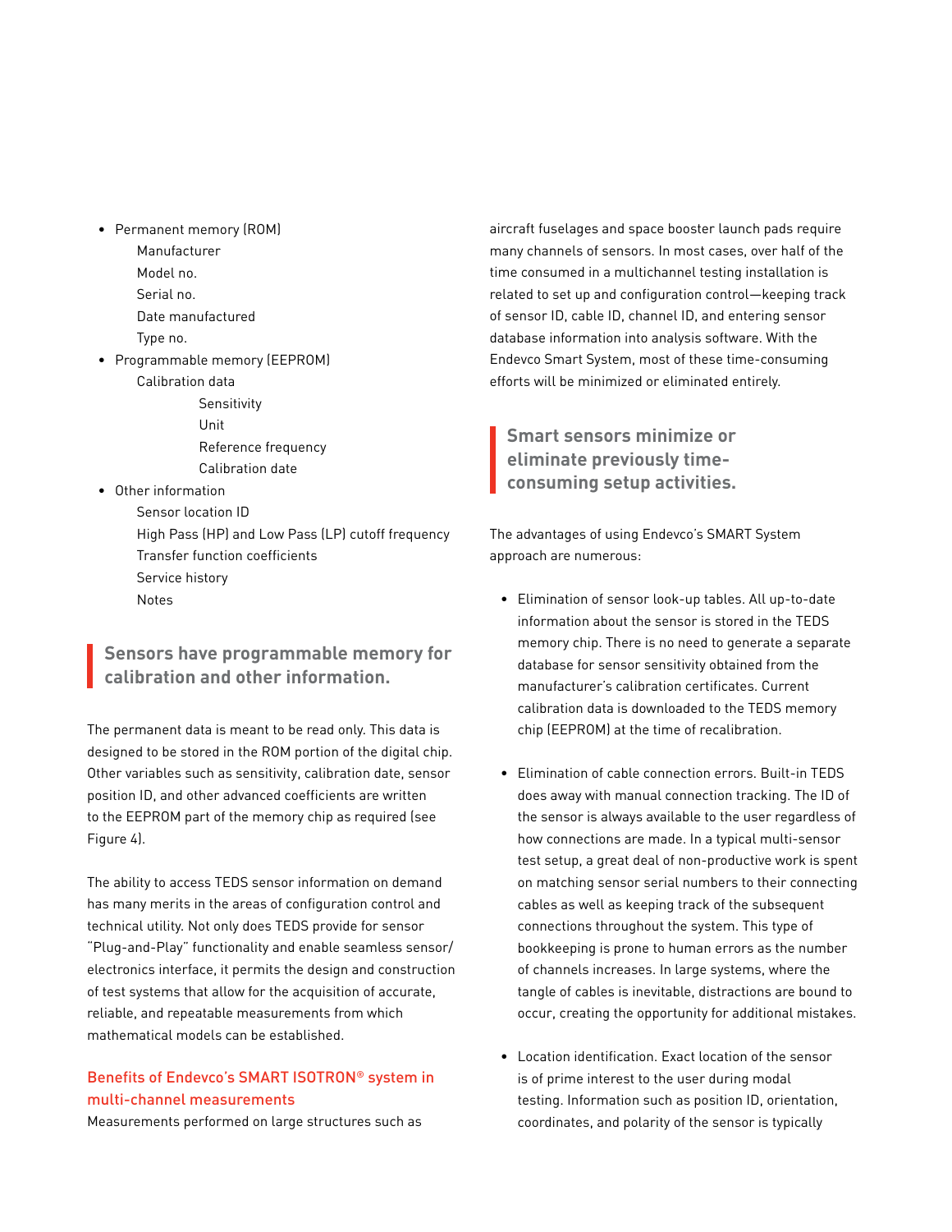- Permanent memory (ROM)
  - Manufacturer
  - Model no.
  - Serial no.
  - Date manufactured
  - Type no.
- Programmable memory (EEPROM)
  - Calibration data
    - Sensitivity
    - Unit
    - Reference frequency
    - Calibration date
- Other information
  - Sensor location ID
  - High Pass (HP) and Low Pass (LP) cutoff frequency
  - Transfer function coefficients
  - Service history
  - Notes

**Sensors have programmable memory for calibration and other information.**

The permanent data is meant to be read only. This data is designed to be stored in the ROM portion of the digital chip. Other variables such as sensitivity, calibration date, sensor position ID, and other advanced coefficients are written to the EEPROM part of the memory chip as required (see Figure 4).

The ability to access TEDS sensor information on demand has many merits in the areas of configuration control and technical utility. Not only does TEDS provide for sensor "Plug-and-Play" functionality and enable seamless sensor/electronics interface, it permits the design and construction of test systems that allow for the acquisition of accurate, reliable, and repeatable measurements from which mathematical models can be established.

## Benefits of Endevco's SMART ISOTRON® system in multi-channel measurements

Measurements performed on large structures such as aircraft fuselages and space booster launch pads require many channels of sensors. In most cases, over half of the time consumed in a multichannel testing installation is related to set up and configuration control—keeping track of sensor ID, cable ID, channel ID, and entering sensor database information into analysis software. With the Endevco Smart System, most of these time-consuming efforts will be minimized or eliminated entirely.

**Smart sensors minimize or eliminate previously time-consuming setup activities.**

The advantages of using Endevco's SMART System approach are numerous:

- Elimination of sensor look-up tables. All up-to-date information about the sensor is stored in the TEDS memory chip. There is no need to generate a separate database for sensor sensitivity obtained from the manufacturer's calibration certificates. Current calibration data is downloaded to the TEDS memory chip (EEPROM) at the time of recalibration.

- Elimination of cable connection errors. Built-in TEDS does away with manual connection tracking. The ID of the sensor is always available to the user regardless of how connections are made. In a typical multi-sensor test setup, a great deal of non-productive work is spent on matching sensor serial numbers to their connecting cables as well as keeping track of the subsequent connections throughout the system. This type of bookkeeping is prone to human errors as the number of channels increases. In large systems, where the tangle of cables is inevitable, distractions are bound to occur, creating the opportunity for additional mistakes.

- Location identification. Exact location of the sensor is of prime interest to the user during modal testing. Information such as position ID, orientation, coordinates, and polarity of the sensor is typically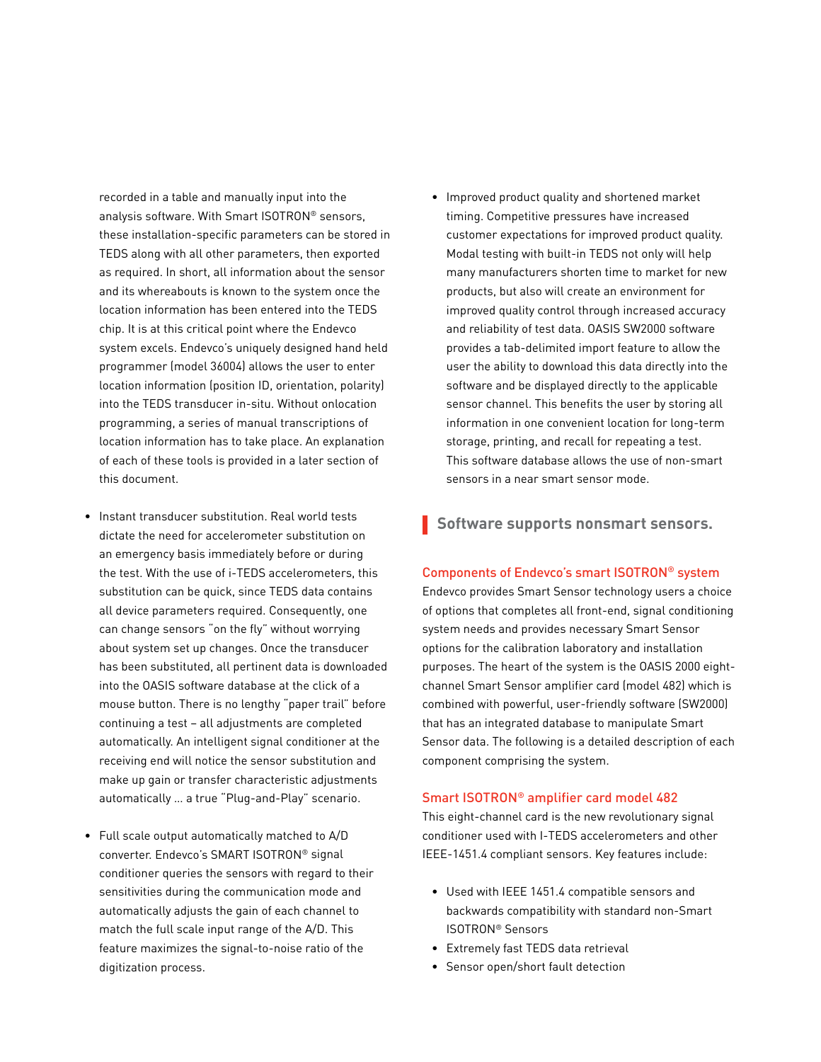recorded in a table and manually input into the analysis software. With Smart ISOTRON® sensors, these installation-specific parameters can be stored in TEDS along with all other parameters, then exported as required. In short, all information about the sensor and its whereabouts is known to the system once the location information has been entered into the TEDS chip. It is at this critical point where the Endevco system excels. Endevco's uniquely designed hand held programmer (model 36004) allows the user to enter location information (position ID, orientation, polarity) into the TEDS transducer in-situ. Without onlocation programming, a series of manual transcriptions of location information has to take place. An explanation of each of these tools is provided in a later section of this document.

- Instant transducer substitution. Real world tests dictate the need for accelerometer substitution on an emergency basis immediately before or during the test. With the use of i-TEDS accelerometers, this substitution can be quick, since TEDS data contains all device parameters required. Consequently, one can change sensors "on the fly" without worrying about system set up changes. Once the transducer has been substituted, all pertinent data is downloaded into the OASIS software database at the click of a mouse button. There is no lengthy "paper trail" before continuing a test – all adjustments are completed automatically. An intelligent signal conditioner at the receiving end will notice the sensor substitution and make up gain or transfer characteristic adjustments automatically ... a true "Plug-and-Play" scenario.

- Full scale output automatically matched to A/D converter. Endevco's SMART ISOTRON® signal conditioner queries the sensors with regard to their sensitivities during the communication mode and automatically adjusts the gain of each channel to match the full scale input range of the A/D. This feature maximizes the signal-to-noise ratio of the digitization process.

- Improved product quality and shortened market timing. Competitive pressures have increased customer expectations for improved product quality. Modal testing with built-in TEDS not only will help many manufacturers shorten time to market for new products, but also will create an environment for improved quality control through increased accuracy and reliability of test data. OASIS SW2000 software provides a tab-delimited import feature to allow the user the ability to download this data directly into the software and be displayed directly to the applicable sensor channel. This benefits the user by storing all information in one convenient location for long-term storage, printing, and recall for repeating a test. This software database allows the use of non-smart sensors in a near smart sensor mode.

**Software supports nonsmart sensors.**

### Components of Endevco's smart ISOTRON® system

Endevco provides Smart Sensor technology users a choice of options that completes all front-end, signal conditioning system needs and provides necessary Smart Sensor options for the calibration laboratory and installation purposes. The heart of the system is the OASIS 2000 eight-channel Smart Sensor amplifier card (model 482) which is combined with powerful, user-friendly software (SW2000) that has an integrated database to manipulate Smart Sensor data. The following is a detailed description of each component comprising the system.

### Smart ISOTRON® amplifier card model 482

This eight-channel card is the new revolutionary signal conditioner used with I-TEDS accelerometers and other IEEE-1451.4 compliant sensors. Key features include:

- Used with IEEE 1451.4 compatible sensors and backwards compatibility with standard non-Smart ISOTRON® Sensors
- Extremely fast TEDS data retrieval
- Sensor open/short fault detection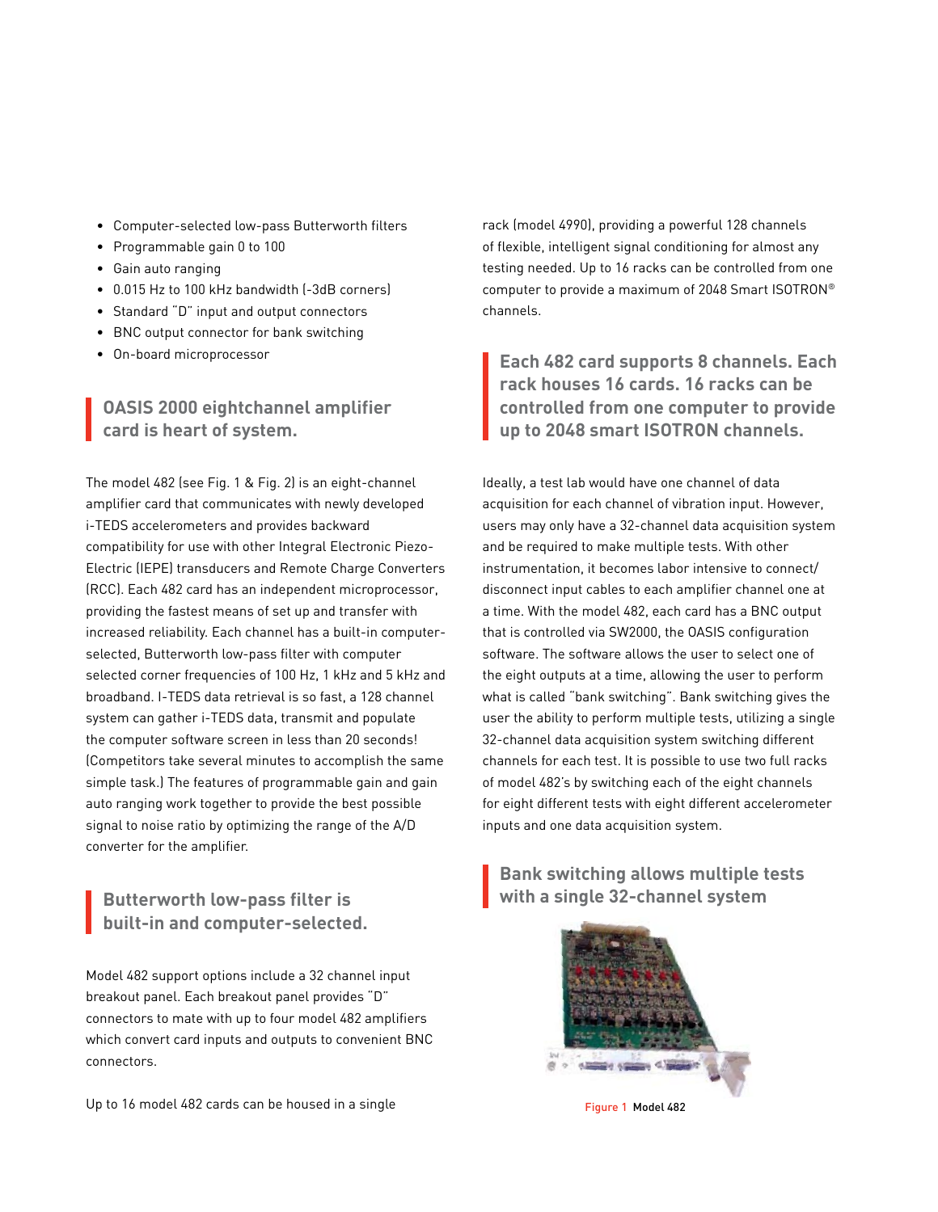- Computer-selected low-pass Butterworth filters
- Programmable gain 0 to 100
- Gain auto ranging
- 0.015 Hz to 100 kHz bandwidth (-3dB corners)
- Standard "D" input and output connectors
- BNC output connector for bank switching
- On-board microprocessor

## OASIS 2000 eightchannel amplifier card is heart of system.

The model 482 (see Fig. 1 & Fig. 2) is an eight-channel amplifier card that communicates with newly developed i-TEDS accelerometers and provides backward compatibility for use with other Integral Electronic Piezo-Electric (IEPE) transducers and Remote Charge Converters (RCC). Each 482 card has an independent microprocessor, providing the fastest means of set up and transfer with increased reliability. Each channel has a built-in computer-selected, Butterworth low-pass filter with computer selected corner frequencies of 100 Hz, 1 kHz and 5 kHz and broadband. I-TEDS data retrieval is so fast, a 128 channel system can gather i-TEDS data, transmit and populate the computer software screen in less than 20 seconds! (Competitors take several minutes to accomplish the same simple task.) The features of programmable gain and gain auto ranging work together to provide the best possible signal to noise ratio by optimizing the range of the A/D converter for the amplifier.

## Butterworth low-pass filter is built-in and computer-selected.

Model 482 support options include a 32 channel input breakout panel. Each breakout panel provides "D" connectors to mate with up to four model 482 amplifiers which convert card inputs and outputs to convenient BNC connectors.

Up to 16 model 482 cards can be housed in a single rack (model 4990), providing a powerful 128 channels of flexible, intelligent signal conditioning for almost any testing needed. Up to 16 racks can be controlled from one computer to provide a maximum of 2048 Smart ISOTRON® channels.

## Each 482 card supports 8 channels. Each rack houses 16 cards. 16 racks can be controlled from one computer to provide up to 2048 smart ISOTRON channels.

Ideally, a test lab would have one channel of data acquisition for each channel of vibration input. However, users may only have a 32-channel data acquisition system and be required to make multiple tests. With other instrumentation, it becomes labor intensive to connect/disconnect input cables to each amplifier channel one at a time. With the model 482, each card has a BNC output that is controlled via SW2000, the OASIS configuration software. The software allows the user to select one of the eight outputs at a time, allowing the user to perform what is called "bank switching". Bank switching gives the user the ability to perform multiple tests, utilizing a single 32-channel data acquisition system switching different channels for each test. It is possible to use two full racks of model 482's by switching each of the eight channels for eight different tests with eight different accelerometer inputs and one data acquisition system.

## Bank switching allows multiple tests with a single 32-channel system

Figure 1 Model 482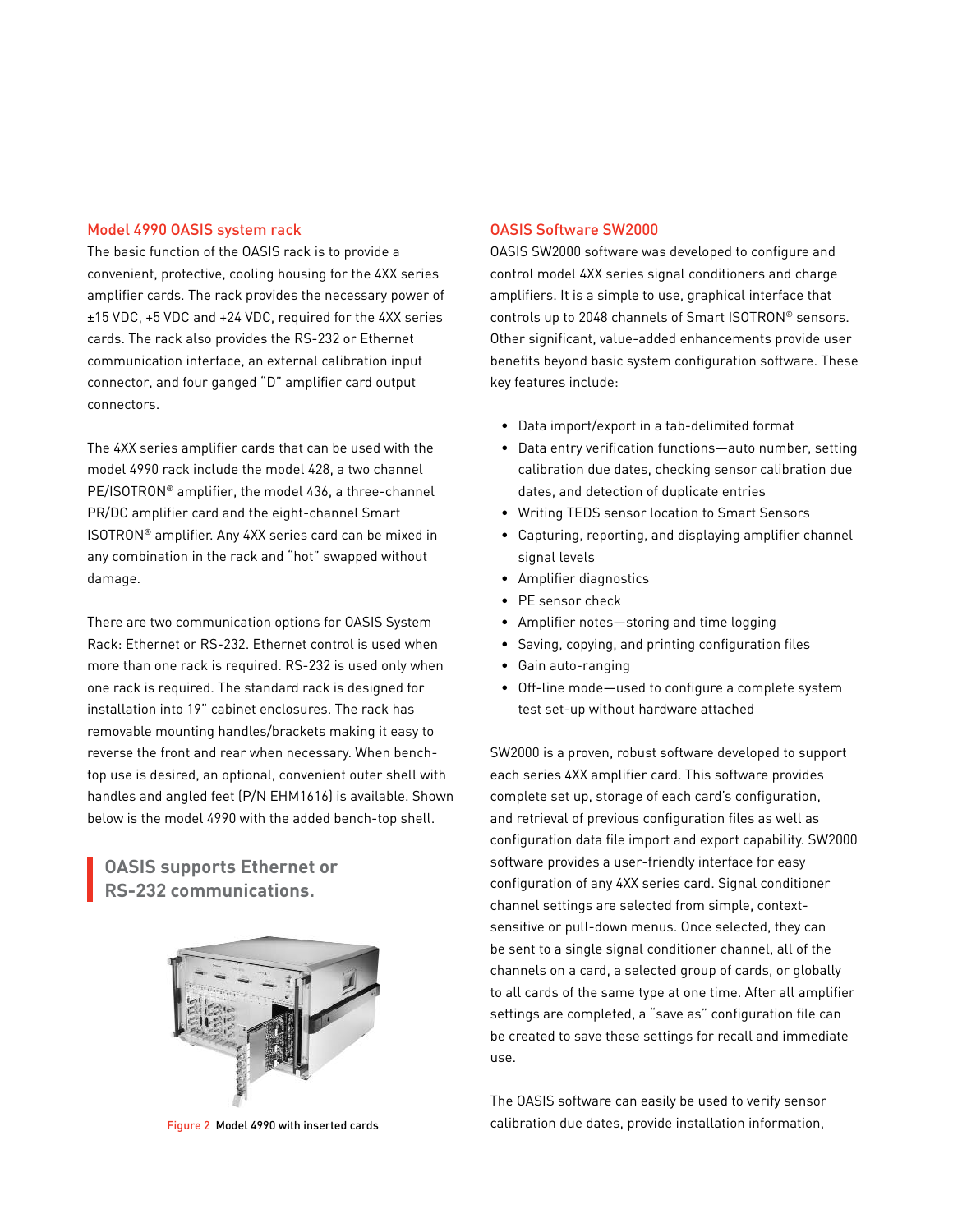## Model 4990 OASIS system rack

The basic function of the OASIS rack is to provide a convenient, protective, cooling housing for the 4XX series amplifier cards. The rack provides the necessary power of ±15 VDC, +5 VDC and +24 VDC, required for the 4XX series cards. The rack also provides the RS-232 or Ethernet communication interface, an external calibration input connector, and four ganged "D" amplifier card output connectors.

The 4XX series amplifier cards that can be used with the model 4990 rack include the model 428, a two channel PE/ISOTRON® amplifier, the model 436, a three-channel PR/DC amplifier card and the eight-channel Smart ISOTRON® amplifier. Any 4XX series card can be mixed in any combination in the rack and "hot" swapped without damage.

There are two communication options for OASIS System Rack: Ethernet or RS-232. Ethernet control is used when more than one rack is required. RS-232 is used only when one rack is required. The standard rack is designed for installation into 19" cabinet enclosures. The rack has removable mounting handles/brackets making it easy to reverse the front and rear when necessary. When bench-top use is desired, an optional, convenient outer shell with handles and angled feet (P/N EHM1616) is available. Shown below is the model 4990 with the added bench-top shell.

**OASIS supports Ethernet or RS-232 communications.**

Figure 2 Model 4990 with inserted cards

## OASIS Software SW2000

OASIS SW2000 software was developed to configure and control model 4XX series signal conditioners and charge amplifiers. It is a simple to use, graphical interface that controls up to 2048 channels of Smart ISOTRON® sensors. Other significant, value-added enhancements provide user benefits beyond basic system configuration software. These key features include:

- Data import/export in a tab-delimited format
- Data entry verification functions—auto number, setting calibration due dates, checking sensor calibration due dates, and detection of duplicate entries
- Writing TEDS sensor location to Smart Sensors
- Capturing, reporting, and displaying amplifier channel signal levels
- Amplifier diagnostics
- PE sensor check
- Amplifier notes—storing and time logging
- Saving, copying, and printing configuration files
- Gain auto-ranging
- Off-line mode—used to configure a complete system test set-up without hardware attached

SW2000 is a proven, robust software developed to support each series 4XX amplifier card. This software provides complete set up, storage of each card's configuration, and retrieval of previous configuration files as well as configuration data file import and export capability. SW2000 software provides a user-friendly interface for easy configuration of any 4XX series card. Signal conditioner channel settings are selected from simple, context-sensitive or pull-down menus. Once selected, they can be sent to a single signal conditioner channel, all of the channels on a card, a selected group of cards, or globally to all cards of the same type at one time. After all amplifier settings are completed, a "save as" configuration file can be created to save these settings for recall and immediate use.

The OASIS software can easily be used to verify sensor calibration due dates, provide installation information,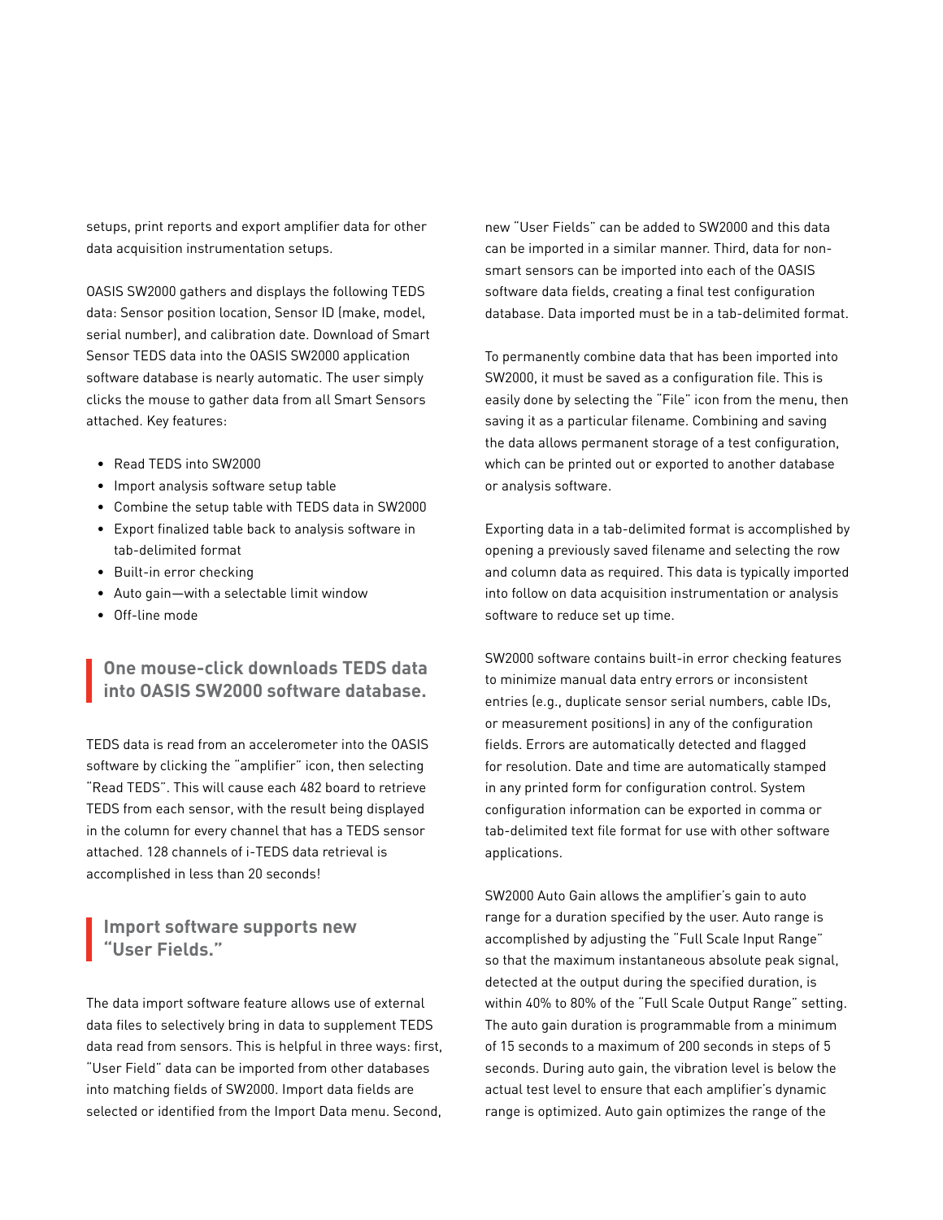setups, print reports and export amplifier data for other data acquisition instrumentation setups.

OASIS SW2000 gathers and displays the following TEDS data: Sensor position location, Sensor ID (make, model, serial number), and calibration date. Download of Smart Sensor TEDS data into the OASIS SW2000 application software database is nearly automatic. The user simply clicks the mouse to gather data from all Smart Sensors attached. Key features:

- Read TEDS into SW2000
- Import analysis software setup table
- Combine the setup table with TEDS data in SW2000
- Export finalized table back to analysis software in tab-delimited format
- Built-in error checking
- Auto gain—with a selectable limit window
- Off-line mode

### One mouse-click downloads TEDS data into OASIS SW2000 software database.

TEDS data is read from an accelerometer into the OASIS software by clicking the "amplifier" icon, then selecting "Read TEDS". This will cause each 482 board to retrieve TEDS from each sensor, with the result being displayed in the column for every channel that has a TEDS sensor attached. 128 channels of i-TEDS data retrieval is accomplished in less than 20 seconds!

### Import software supports new "User Fields."

The data import software feature allows use of external data files to selectively bring in data to supplement TEDS data read from sensors. This is helpful in three ways: first, "User Field" data can be imported from other databases into matching fields of SW2000. Import data fields are selected or identified from the Import Data menu. Second, new "User Fields" can be added to SW2000 and this data can be imported in a similar manner. Third, data for non-smart sensors can be imported into each of the OASIS software data fields, creating a final test configuration database. Data imported must be in a tab-delimited format.

To permanently combine data that has been imported into SW2000, it must be saved as a configuration file. This is easily done by selecting the "File" icon from the menu, then saving it as a particular filename. Combining and saving the data allows permanent storage of a test configuration, which can be printed out or exported to another database or analysis software.

Exporting data in a tab-delimited format is accomplished by opening a previously saved filename and selecting the row and column data as required. This data is typically imported into follow on data acquisition instrumentation or analysis software to reduce set up time.

SW2000 software contains built-in error checking features to minimize manual data entry errors or inconsistent entries (e.g., duplicate sensor serial numbers, cable IDs, or measurement positions) in any of the configuration fields. Errors are automatically detected and flagged for resolution. Date and time are automatically stamped in any printed form for configuration control. System configuration information can be exported in comma or tab-delimited text file format for use with other software applications.

SW2000 Auto Gain allows the amplifier's gain to auto range for a duration specified by the user. Auto range is accomplished by adjusting the "Full Scale Input Range" so that the maximum instantaneous absolute peak signal, detected at the output during the specified duration, is within 40% to 80% of the "Full Scale Output Range" setting. The auto gain duration is programmable from a minimum of 15 seconds to a maximum of 200 seconds in steps of 5 seconds. During auto gain, the vibration level is below the actual test level to ensure that each amplifier's dynamic range is optimized. Auto gain optimizes the range of the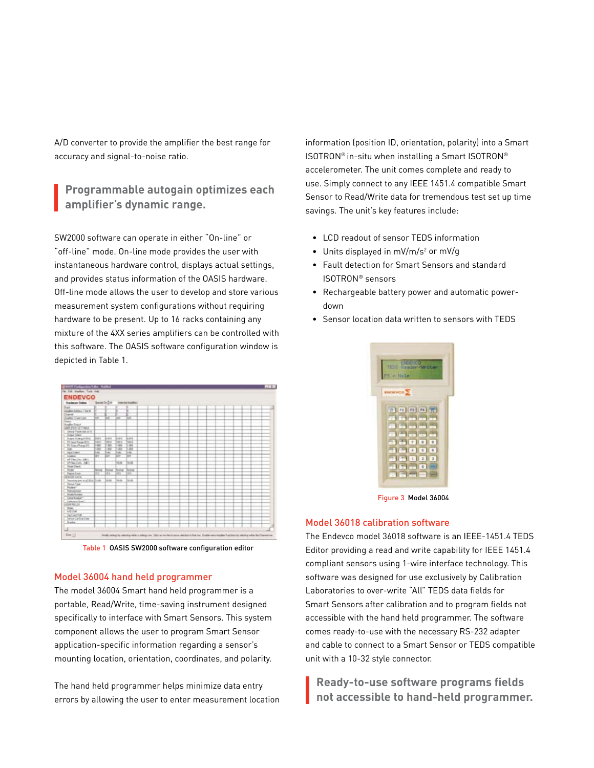A/D converter to provide the amplifier the best range for accuracy and signal-to-noise ratio.

> **Programmable autogain optimizes each amplifier's dynamic range.**

SW2000 software can operate in either "On-line" or "off-line" mode. On-line mode provides the user with instantaneous hardware control, displays actual settings, and provides status information of the OASIS hardware. Off-line mode allows the user to develop and store various measurement system configurations without requiring hardware to be present. Up to 16 racks containing any mixture of the 4XX series amplifiers can be controlled with this software. The OASIS software configuration window is depicted in Table 1.

Table 1 OASIS SW2000 software configuration editor

## Model 36004 hand held programmer

The model 36004 Smart hand held programmer is a portable, Read/Write, time-saving instrument designed specifically to interface with Smart Sensors. This system component allows the user to program Smart Sensor application-specific information regarding a sensor's mounting location, orientation, coordinates, and polarity.

The hand held programmer helps minimize data entry errors by allowing the user to enter measurement location information (position ID, orientation, polarity) into a Smart ISOTRON® in-situ when installing a Smart ISOTRON® accelerometer. The unit comes complete and ready to use. Simply connect to any IEEE 1451.4 compatible Smart Sensor to Read/Write data for tremendous test set up time savings. The unit's key features include:

- LCD readout of sensor TEDS information
- Units displayed in $mV/m/s^2$ or mV/g
- Fault detection for Smart Sensors and standard ISOTRON® sensors
- Rechargeable battery power and automatic power-down
- Sensor location data written to sensors with TEDS

Figure 3 Model 36004

## Model 36018 calibration software

The Endevco model 36018 software is an IEEE-1451.4 TEDS Editor providing a read and write capability for IEEE 1451.4 compliant sensors using 1-wire interface technology. This software was designed for use exclusively by Calibration Laboratories to over-write "All" TEDS data fields for Smart Sensors after calibration and to program fields not accessible with the hand held programmer. The software comes ready-to-use with the necessary RS-232 adapter and cable to connect to a Smart Sensor or TEDS compatible unit with a 10-32 style connector.

> **Ready-to-use software programs fields not accessible to hand-held programmer.**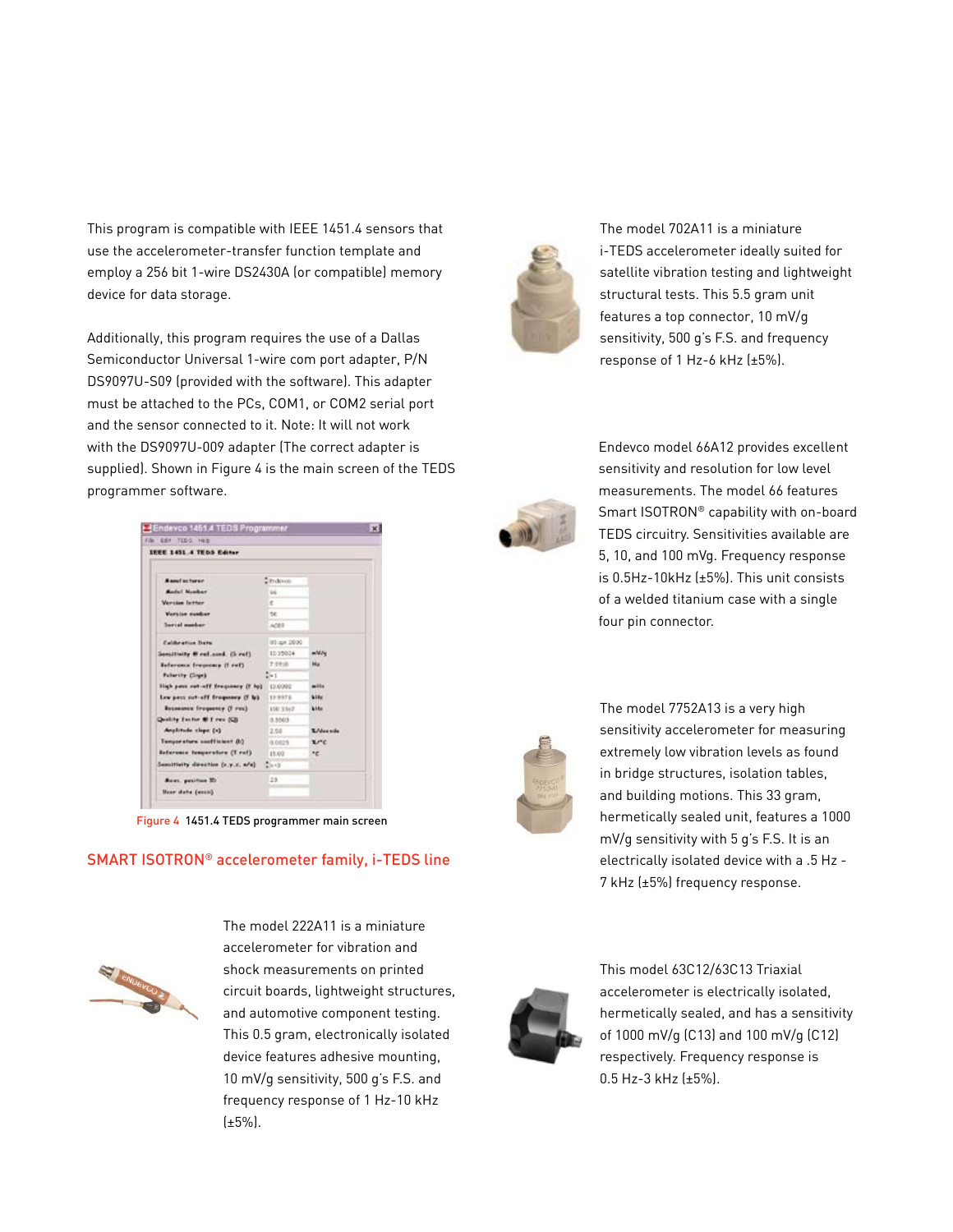This program is compatible with IEEE 1451.4 sensors that use the accelerometer-transfer function template and employ a 256 bit 1-wire DS2430A (or compatible) memory device for data storage.

Additionally, this program requires the use of a Dallas Semiconductor Universal 1-wire com port adapter, P/N DS9097U-S09 (provided with the software). This adapter must be attached to the PCs, COM1, or COM2 serial port and the sensor connected to it. Note: It will not work with the DS9097U-009 adapter (The correct adapter is supplied). Shown in Figure 4 is the main screen of the TEDS programmer software.

Figure 4 1451.4 TEDS programmer main screen

## SMART ISOTRON® accelerometer family, i-TEDS line

The model 222A11 is a miniature accelerometer for vibration and shock measurements on printed circuit boards, lightweight structures, and automotive component testing. This 0.5 gram, electronically isolated device features adhesive mounting, 10 mV/g sensitivity, 500 g's F.S. and frequency response of 1 Hz-10 kHz (±5%).

The model 702A11 is a miniature i-TEDS accelerometer ideally suited for satellite vibration testing and lightweight structural tests. This 5.5 gram unit features a top connector, 10 mV/g sensitivity, 500 g's F.S. and frequency response of 1 Hz-6 kHz (±5%).

Endevco model 66A12 provides excellent sensitivity and resolution for low level measurements. The model 66 features Smart ISOTRON® capability with on-board TEDS circuitry. Sensitivities available are 5, 10, and 100 mVg. Frequency response is 0.5Hz-10kHz (±5%). This unit consists of a welded titanium case with a single four pin connector.

The model 7752A13 is a very high sensitivity accelerometer for measuring extremely low vibration levels as found in bridge structures, isolation tables, and building motions. This 33 gram, hermetically sealed unit, features a 1000 mV/g sensitivity with 5 g's F.S. It is an electrically isolated device with a .5 Hz - 7 kHz (±5%) frequency response.

This model 63C12/63C13 Triaxial accelerometer is electrically isolated, hermetically sealed, and has a sensitivity of 1000 mV/g (C13) and 100 mV/g (C12) respectively. Frequency response is 0.5 Hz-3 kHz (±5%).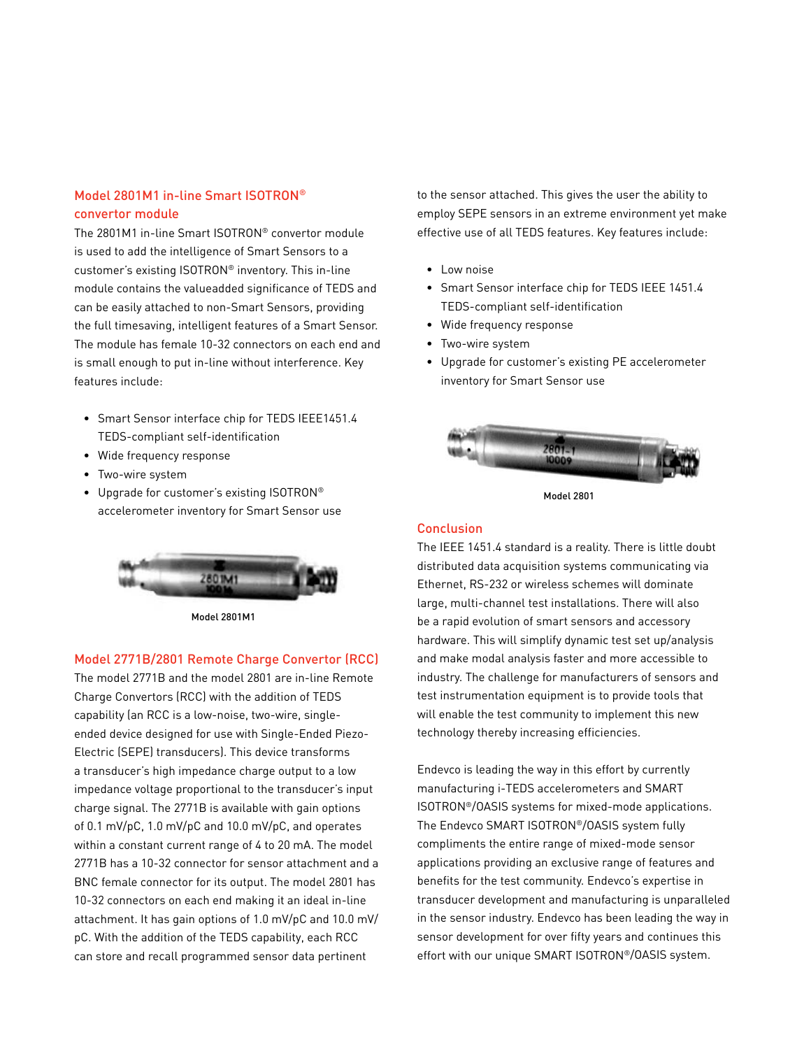## Model 2801M1 in-line Smart ISOTRON® convertor module

The 2801M1 in-line Smart ISOTRON® convertor module is used to add the intelligence of Smart Sensors to a customer's existing ISOTRON® inventory. This in-line module contains the valueadded significance of TEDS and can be easily attached to non-Smart Sensors, providing the full timesaving, intelligent features of a Smart Sensor. The module has female 10-32 connectors on each end and is small enough to put in-line without interference. Key features include:

- Smart Sensor interface chip for TEDS IEEE1451.4 TEDS-compliant self-identification
- Wide frequency response
- Two-wire system
- Upgrade for customer's existing ISOTRON® accelerometer inventory for Smart Sensor use

Model 2801M1

## Model 2771B/2801 Remote Charge Convertor (RCC)

The model 2771B and the model 2801 are in-line Remote Charge Convertors (RCC) with the addition of TEDS capability (an RCC is a low-noise, two-wire, single-ended device designed for use with Single-Ended Piezo-Electric (SEPE) transducers). This device transforms a transducer's high impedance charge output to a low impedance voltage proportional to the transducer's input charge signal. The 2771B is available with gain options of 0.1 mV/pC, 1.0 mV/pC and 10.0 mV/pC, and operates within a constant current range of 4 to 20 mA. The model 2771B has a 10-32 connector for sensor attachment and a BNC female connector for its output. The model 2801 has 10-32 connectors on each end making it an ideal in-line attachment. It has gain options of 1.0 mV/pC and 10.0 mV/pC. With the addition of the TEDS capability, each RCC can store and recall programmed sensor data pertinent to the sensor attached. This gives the user the ability to employ SEPE sensors in an extreme environment yet make effective use of all TEDS features. Key features include:

- Low noise
- Smart Sensor interface chip for TEDS IEEE 1451.4 TEDS-compliant self-identification
- Wide frequency response
- Two-wire system
- Upgrade for customer's existing PE accelerometer inventory for Smart Sensor use

Model 2801

## Conclusion

The IEEE 1451.4 standard is a reality. There is little doubt distributed data acquisition systems communicating via Ethernet, RS-232 or wireless schemes will dominate large, multi-channel test installations. There will also be a rapid evolution of smart sensors and accessory hardware. This will simplify dynamic test set up/analysis and make modal analysis faster and more accessible to industry. The challenge for manufacturers of sensors and test instrumentation equipment is to provide tools that will enable the test community to implement this new technology thereby increasing efficiencies.

Endevco is leading the way in this effort by currently manufacturing i-TEDS accelerometers and SMART ISOTRON®/OASIS systems for mixed-mode applications. The Endevco SMART ISOTRON®/OASIS system fully compliments the entire range of mixed-mode sensor applications providing an exclusive range of features and benefits for the test community. Endevco's expertise in transducer development and manufacturing is unparalleled in the sensor industry. Endevco has been leading the way in sensor development for over fifty years and continues this effort with our unique SMART ISOTRON®/OASIS system.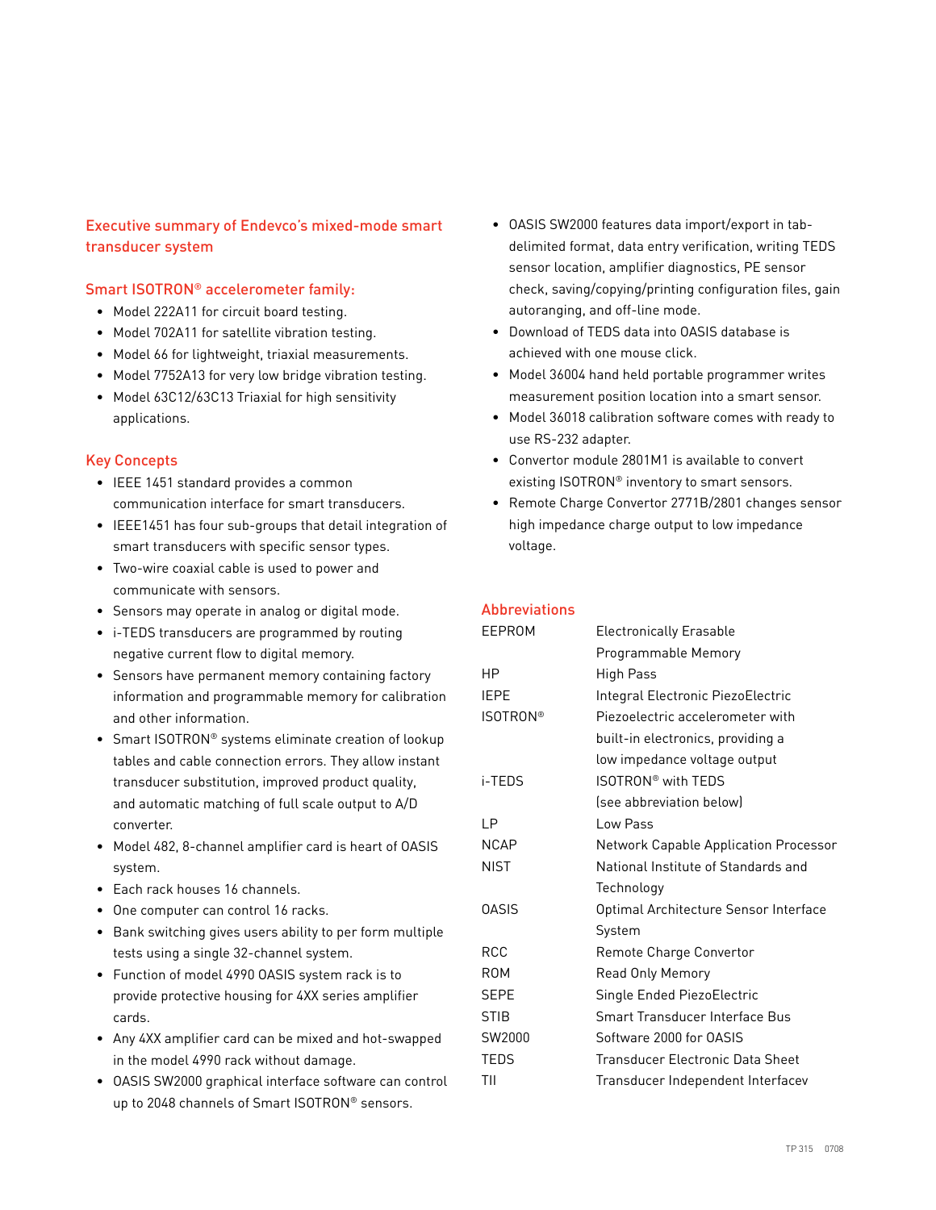## Executive summary of Endevco's mixed-mode smart transducer system

### Smart ISOTRON® accelerometer family:

- Model 222A11 for circuit board testing.
- Model 702A11 for satellite vibration testing.
- Model 66 for lightweight, triaxial measurements.
- Model 7752A13 for very low bridge vibration testing.
- Model 63C12/63C13 Triaxial for high sensitivity applications.

### Key Concepts

- IEEE 1451 standard provides a common communication interface for smart transducers.
- IEEE1451 has four sub-groups that detail integration of smart transducers with specific sensor types.
- Two-wire coaxial cable is used to power and communicate with sensors.
- Sensors may operate in analog or digital mode.
- i-TEDS transducers are programmed by routing negative current flow to digital memory.
- Sensors have permanent memory containing factory information and programmable memory for calibration and other information.
- Smart ISOTRON® systems eliminate creation of lookup tables and cable connection errors. They allow instant transducer substitution, improved product quality, and automatic matching of full scale output to A/D converter.
- Model 482, 8-channel amplifier card is heart of OASIS system.
- Each rack houses 16 channels.
- One computer can control 16 racks.
- Bank switching gives users ability to per form multiple tests using a single 32-channel system.
- Function of model 4990 OASIS system rack is to provide protective housing for 4XX series amplifier cards.
- Any 4XX amplifier card can be mixed and hot-swapped in the model 4990 rack without damage.
- OASIS SW2000 graphical interface software can control up to 2048 channels of Smart ISOTRON® sensors.
- OASIS SW2000 features data import/export in tab-delimited format, data entry verification, writing TEDS sensor location, amplifier diagnostics, PE sensor check, saving/copying/printing configuration files, gain autoranging, and off-line mode.
- Download of TEDS data into OASIS database is achieved with one mouse click.
- Model 36004 hand held portable programmer writes measurement position location into a smart sensor.
- Model 36018 calibration software comes with ready to use RS-232 adapter.
- Convertor module 2801M1 is available to convert existing ISOTRON® inventory to smart sensors.
- Remote Charge Convertor 2771B/2801 changes sensor high impedance charge output to low impedance voltage.

### Abbreviations

| | |
|---|---|
| EEPROM | Electronically Erasable Programmable Memory |
| HP | High Pass |
| IEPE | Integral Electronic PiezoElectric |
| ISOTRON® | Piezoelectric accelerometer with built-in electronics, providing a low impedance voltage output |
| i-TEDS | ISOTRON® with TEDS (see abbreviation below) |
| LP | Low Pass |
| NCAP | Network Capable Application Processor |
| NIST | National Institute of Standards and Technology |
| OASIS | Optimal Architecture Sensor Interface System |
| RCC | Remote Charge Convertor |
| ROM | Read Only Memory |
| SEPE | Single Ended PiezoElectric |
| STIB | Smart Transducer Interface Bus |
| SW2000 | Software 2000 for OASIS |
| TEDS | Transducer Electronic Data Sheet |
| TII | Transducer Independent Interfacev |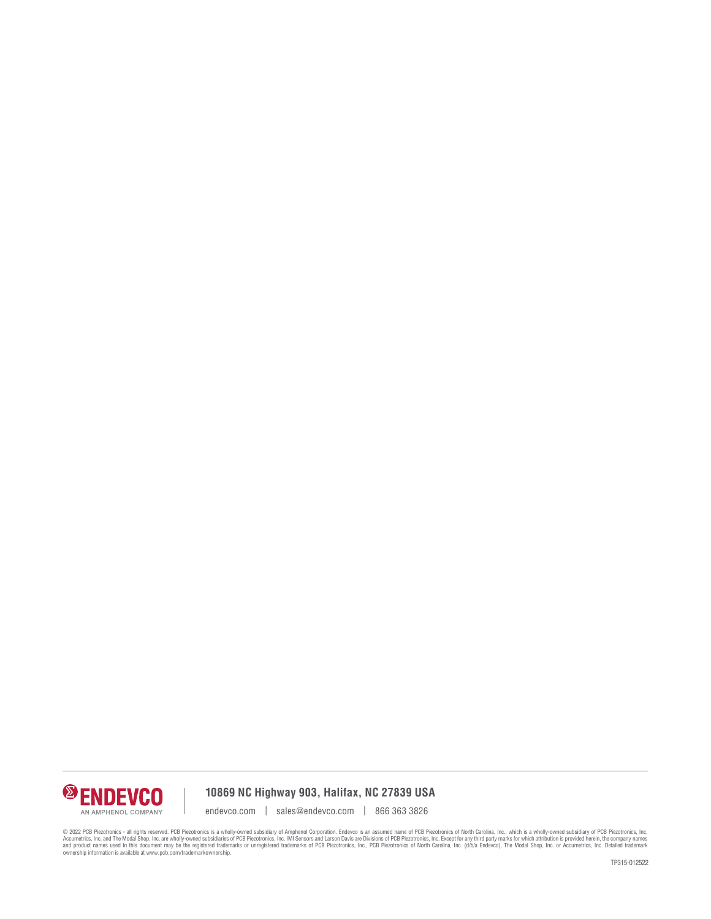ENDEVCO

AN AMPHENOL COMPANY

**10869 NC Highway 903, Halifax, NC 27839 USA**

endevco.com | sales@endevco.com | 866 363 3826

© 2022 PCB Piezotronics - all rights reserved. PCB Piezotronics is a wholly-owned subsidiary of Amphenol Corporation. Endevco is an assumed name of PCB Piezotronics of North Carolina, Inc., which is a wholly-owned subsidiary of PCB Piezotronics, Inc. Accumetrics, Inc. and The Modal Shop, Inc. are wholly-owned subsidiaries of PCB Piezotronics, Inc. IMI Sensors and Larson Davis are Divisions of PCB Piezotronics, Inc. Except for any third party marks for which attribution is provided herein, the company names and product names used in this document may be the registered trademarks or unregistered trademarks of PCB Piezotronics, Inc., PCB Piezotronics of North Carolina, Inc. (d/b/a Endevco), The Modal Shop, Inc. or Accumetrics, Inc. Detailed trademark ownership information is available at www.pcb.com/trademarkownership.

TP315-012522